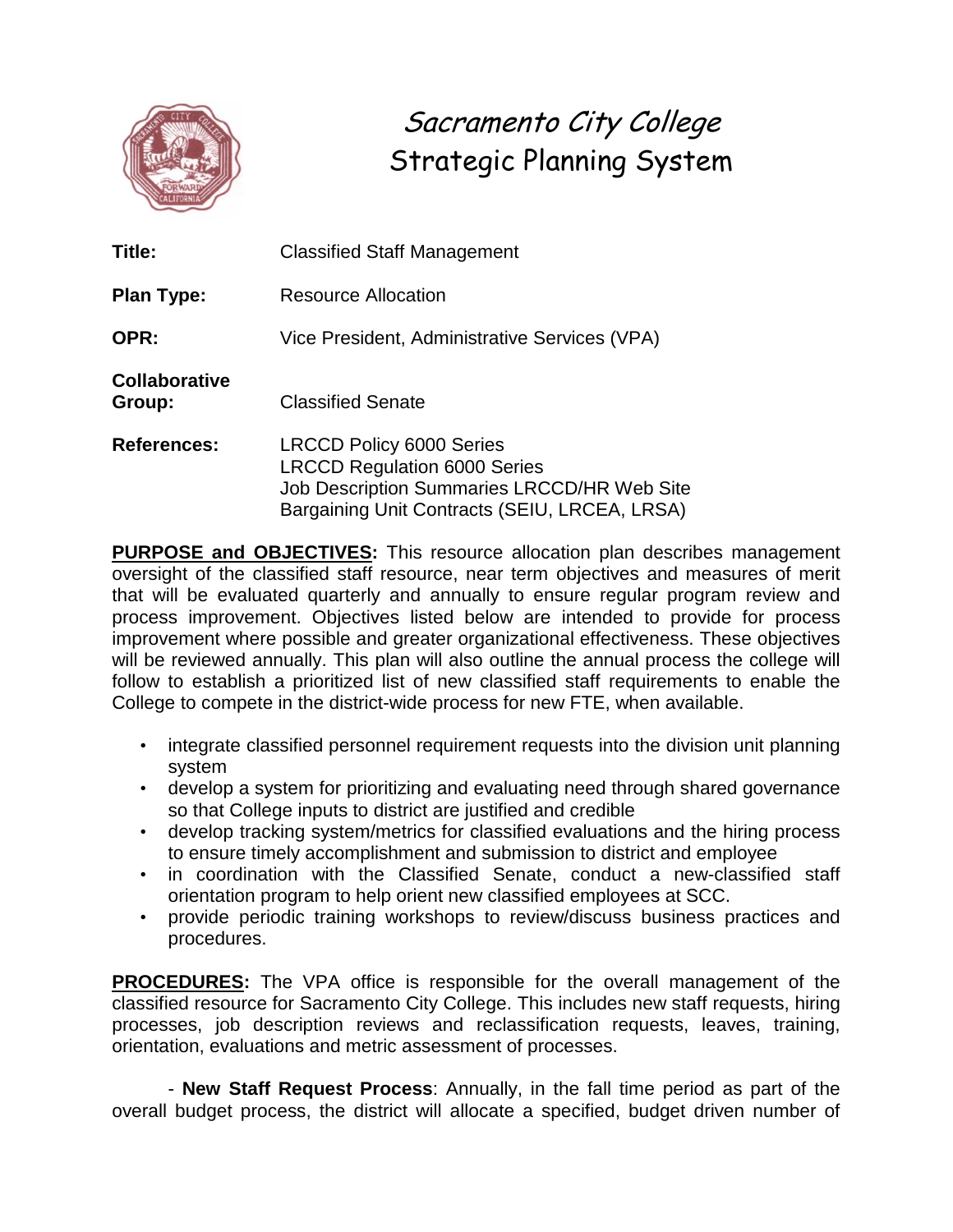# Sacramento City College
## Strategic Planning System

**Title:** Classified Staff Management

**Plan Type:** Resource Allocation

**OPR:** Vice President, Administrative Services (VPA)

**Collaborative Group:** Classified Senate

**References:** LRCCD Policy 6000 Series
LRCCD Regulation 6000 Series
Job Description Summaries LRCCD/HR Web Site
Bargaining Unit Contracts (SEIU, LRCEA, LRSA)

**PURPOSE and OBJECTIVES:** This resource allocation plan describes management oversight of the classified staff resource, near term objectives and measures of merit that will be evaluated quarterly and annually to ensure regular program review and process improvement. Objectives listed below are intended to provide for process improvement where possible and greater organizational effectiveness. These objectives will be reviewed annually. This plan will also outline the annual process the college will follow to establish a prioritized list of new classified staff requirements to enable the College to compete in the district-wide process for new FTE, when available.

- integrate classified personnel requirement requests into the division unit planning system
- develop a system for prioritizing and evaluating need through shared governance so that College inputs to district are justified and credible
- develop tracking system/metrics for classified evaluations and the hiring process to ensure timely accomplishment and submission to district and employee
- in coordination with the Classified Senate, conduct a new-classified staff orientation program to help orient new classified employees at SCC.
- provide periodic training workshops to review/discuss business practices and procedures.

**PROCEDURES:** The VPA office is responsible for the overall management of the classified resource for Sacramento City College. This includes new staff requests, hiring processes, job description reviews and reclassification requests, leaves, training, orientation, evaluations and metric assessment of processes.

- **New Staff Request Process**: Annually, in the fall time period as part of the overall budget process, the district will allocate a specified, budget driven number of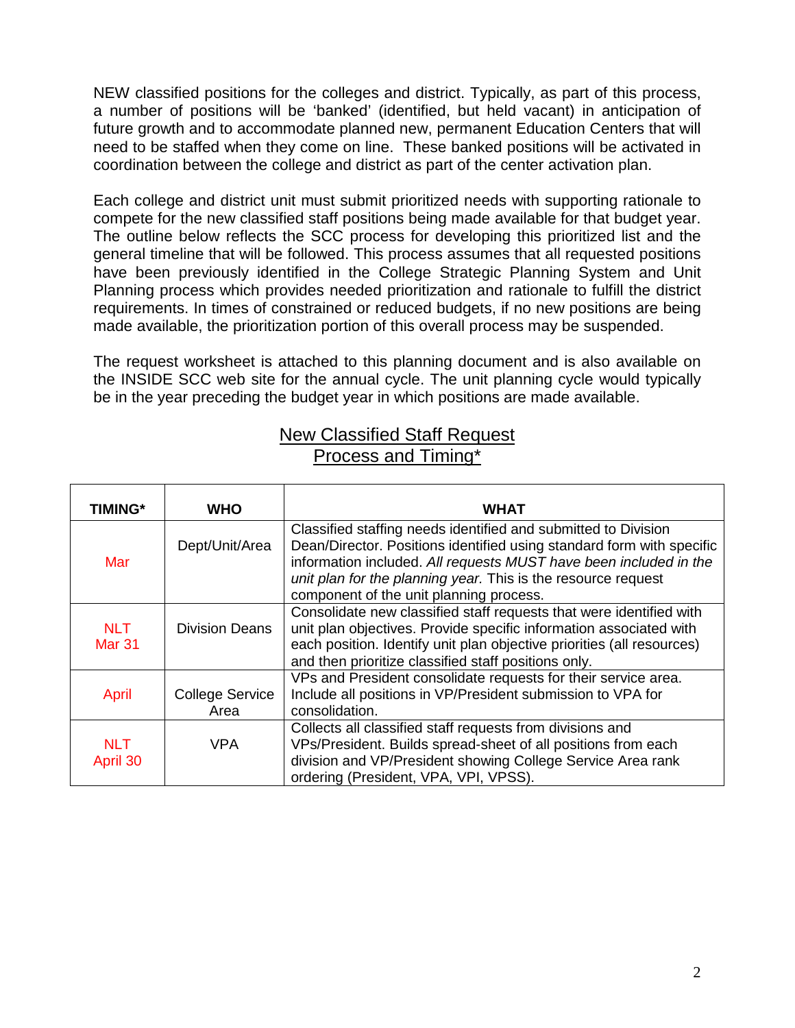NEW classified positions for the colleges and district. Typically, as part of this process, a number of positions will be 'banked' (identified, but held vacant) in anticipation of future growth and to accommodate planned new, permanent Education Centers that will need to be staffed when they come on line. These banked positions will be activated in coordination between the college and district as part of the center activation plan.

Each college and district unit must submit prioritized needs with supporting rationale to compete for the new classified staff positions being made available for that budget year. The outline below reflects the SCC process for developing this prioritized list and the general timeline that will be followed. This process assumes that all requested positions have been previously identified in the College Strategic Planning System and Unit Planning process which provides needed prioritization and rationale to fulfill the district requirements. In times of constrained or reduced budgets, if no new positions are being made available, the prioritization portion of this overall process may be suspended.

The request worksheet is attached to this planning document and is also available on the INSIDE SCC web site for the annual cycle. The unit planning cycle would typically be in the year preceding the budget year in which positions are made available.

## New Classified Staff Request Process and Timing*

| TIMING* | WHO | WHAT |
|---|---|---|
| Mar | Dept/Unit/Area | Classified staffing needs identified and submitted to Division Dean/Director. Positions identified using standard form with specific information included. *All requests MUST have been included in the unit plan for the planning year.* This is the resource request component of the unit planning process. |
| NLT Mar 31 | Division Deans | Consolidate new classified staff requests that were identified with unit plan objectives. Provide specific information associated with each position. Identify unit plan objective priorities (all resources) and then prioritize classified staff positions only. |
| April | College Service Area | VPs and President consolidate requests for their service area. Include all positions in VP/President submission to VPA for consolidation. |
| NLT April 30 | VPA | Collects all classified staff requests from divisions and VPs/President. Builds spread-sheet of all positions from each division and VP/President showing College Service Area rank ordering (President, VPA, VPI, VPSS). |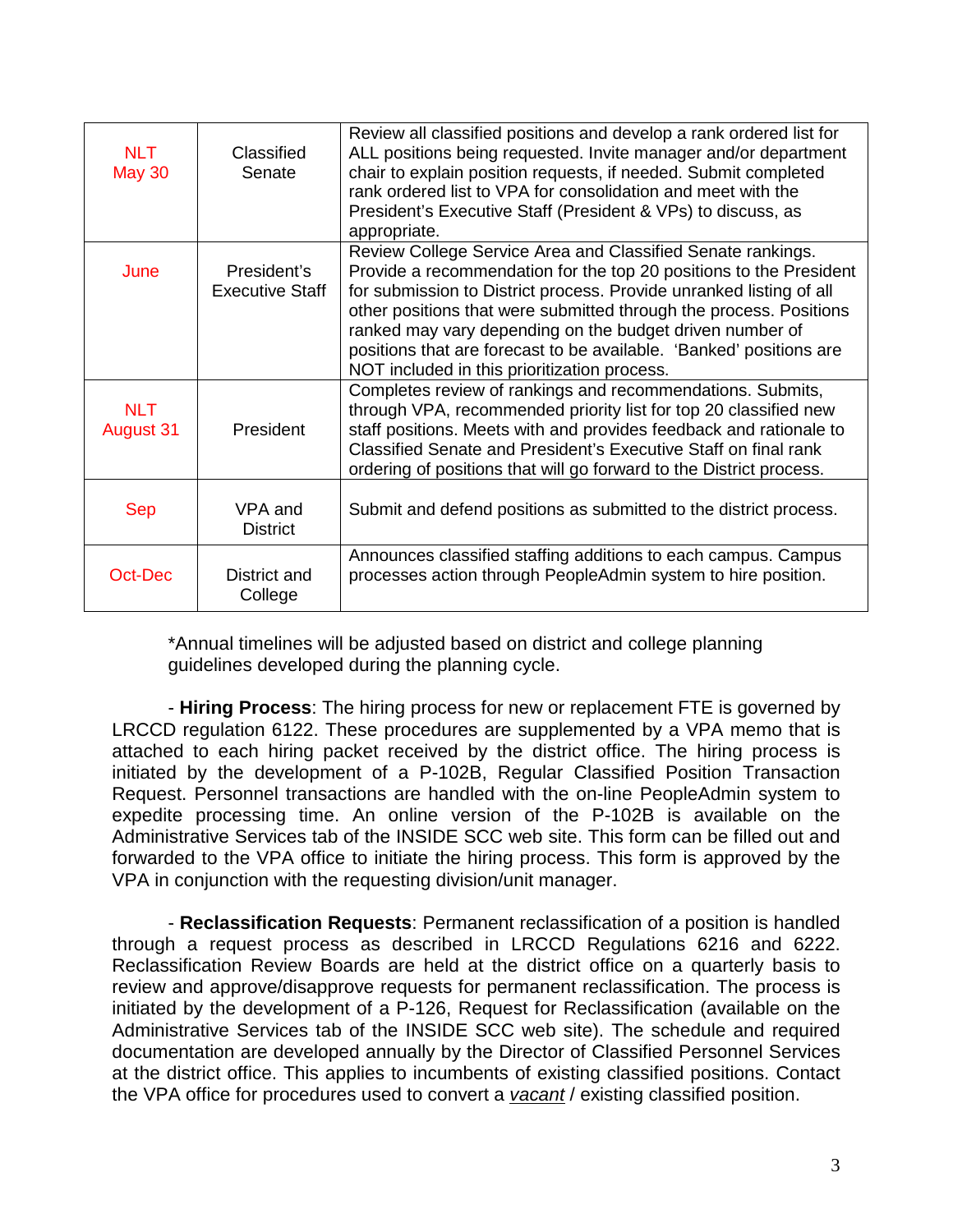| | | |
|---|---|---|
| NLT May 30 | Classified Senate | Review all classified positions and develop a rank ordered list for ALL positions being requested. Invite manager and/or department chair to explain position requests, if needed. Submit completed rank ordered list to VPA for consolidation and meet with the President's Executive Staff (President & VPs) to discuss, as appropriate. |
| June | President's Executive Staff | Review College Service Area and Classified Senate rankings. Provide a recommendation for the top 20 positions to the President for submission to District process. Provide unranked listing of all other positions that were submitted through the process. Positions ranked may vary depending on the budget driven number of positions that are forecast to be available. 'Banked' positions are NOT included in this prioritization process. |
| NLT August 31 | President | Completes review of rankings and recommendations. Submits, through VPA, recommended priority list for top 20 classified new staff positions. Meets with and provides feedback and rationale to Classified Senate and President's Executive Staff on final rank ordering of positions that will go forward to the District process. |
| Sep | VPA and District | Submit and defend positions as submitted to the district process. |
| Oct-Dec | District and College | Announces classified staffing additions to each campus. Campus processes action through PeopleAdmin system to hire position. |

*Annual timelines will be adjusted based on district and college planning guidelines developed during the planning cycle.

- **Hiring Process**: The hiring process for new or replacement FTE is governed by LRCCD regulation 6122. These procedures are supplemented by a VPA memo that is attached to each hiring packet received by the district office. The hiring process is initiated by the development of a P-102B, Regular Classified Position Transaction Request. Personnel transactions are handled with the on-line PeopleAdmin system to expedite processing time. An online version of the P-102B is available on the Administrative Services tab of the INSIDE SCC web site. This form can be filled out and forwarded to the VPA office to initiate the hiring process. This form is approved by the VPA in conjunction with the requesting division/unit manager.

- **Reclassification Requests**: Permanent reclassification of a position is handled through a request process as described in LRCCD Regulations 6216 and 6222. Reclassification Review Boards are held at the district office on a quarterly basis to review and approve/disapprove requests for permanent reclassification. The process is initiated by the development of a P-126, Request for Reclassification (available on the Administrative Services tab of the INSIDE SCC web site). The schedule and required documentation are developed annually by the Director of Classified Personnel Services at the district office. This applies to incumbents of existing classified positions. Contact the VPA office for procedures used to convert a *vacant* / existing classified position.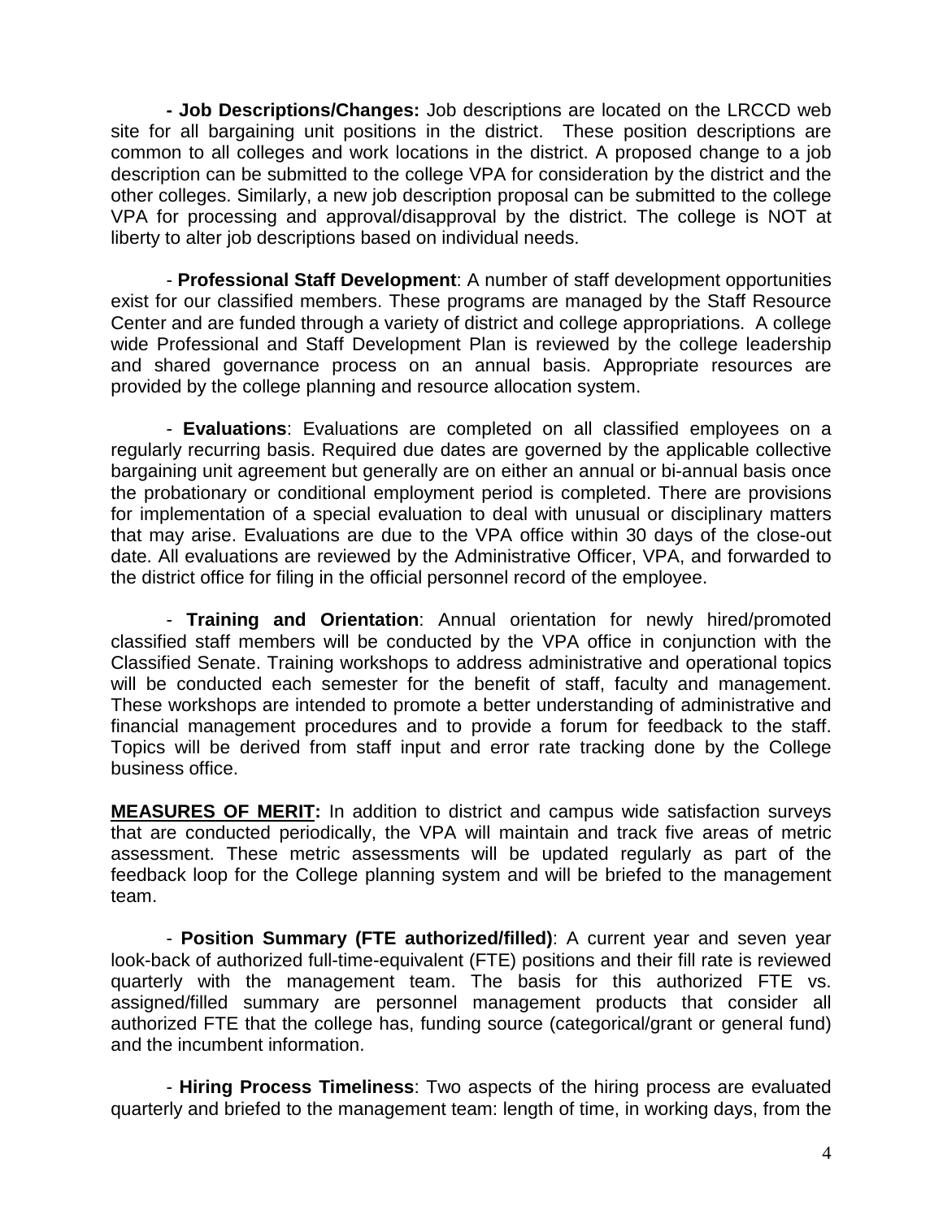**- Job Descriptions/Changes:** Job descriptions are located on the LRCCD web site for all bargaining unit positions in the district. These position descriptions are common to all colleges and work locations in the district. A proposed change to a job description can be submitted to the college VPA for consideration by the district and the other colleges. Similarly, a new job description proposal can be submitted to the college VPA for processing and approval/disapproval by the district. The college is NOT at liberty to alter job descriptions based on individual needs.

- **Professional Staff Development**: A number of staff development opportunities exist for our classified members. These programs are managed by the Staff Resource Center and are funded through a variety of district and college appropriations. A college wide Professional and Staff Development Plan is reviewed by the college leadership and shared governance process on an annual basis. Appropriate resources are provided by the college planning and resource allocation system.

- **Evaluations**: Evaluations are completed on all classified employees on a regularly recurring basis. Required due dates are governed by the applicable collective bargaining unit agreement but generally are on either an annual or bi-annual basis once the probationary or conditional employment period is completed. There are provisions for implementation of a special evaluation to deal with unusual or disciplinary matters that may arise. Evaluations are due to the VPA office within 30 days of the close-out date. All evaluations are reviewed by the Administrative Officer, VPA, and forwarded to the district office for filing in the official personnel record of the employee.

- **Training and Orientation**: Annual orientation for newly hired/promoted classified staff members will be conducted by the VPA office in conjunction with the Classified Senate. Training workshops to address administrative and operational topics will be conducted each semester for the benefit of staff, faculty and management. These workshops are intended to promote a better understanding of administrative and financial management procedures and to provide a forum for feedback to the staff. Topics will be derived from staff input and error rate tracking done by the College business office.

**MEASURES OF MERIT:** In addition to district and campus wide satisfaction surveys that are conducted periodically, the VPA will maintain and track five areas of metric assessment. These metric assessments will be updated regularly as part of the feedback loop for the College planning system and will be briefed to the management team.

- **Position Summary (FTE authorized/filled)**: A current year and seven year look-back of authorized full-time-equivalent (FTE) positions and their fill rate is reviewed quarterly with the management team. The basis for this authorized FTE vs. assigned/filled summary are personnel management products that consider all authorized FTE that the college has, funding source (categorical/grant or general fund) and the incumbent information.

- **Hiring Process Timeliness**: Two aspects of the hiring process are evaluated quarterly and briefed to the management team: length of time, in working days, from the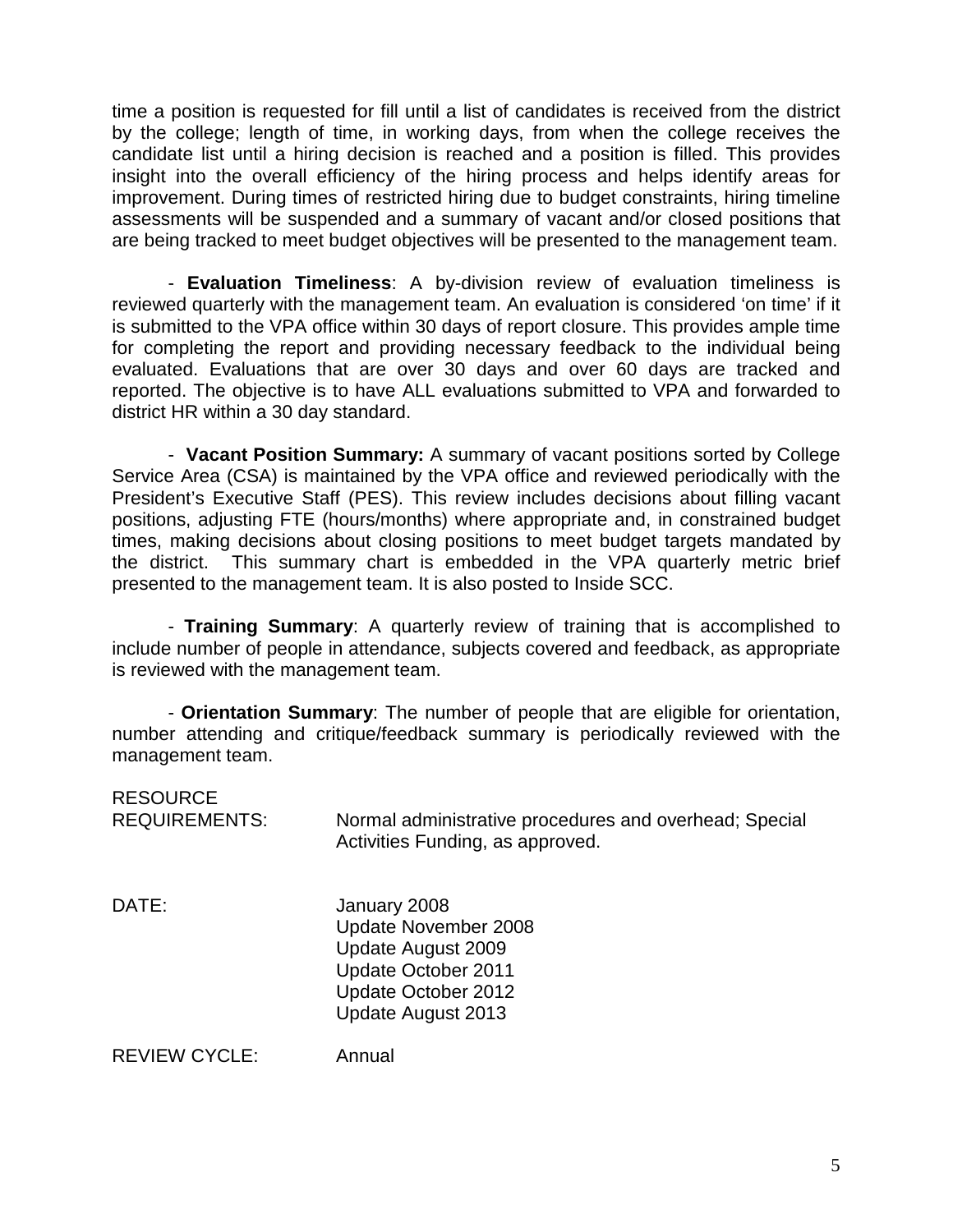time a position is requested for fill until a list of candidates is received from the district by the college; length of time, in working days, from when the college receives the candidate list until a hiring decision is reached and a position is filled. This provides insight into the overall efficiency of the hiring process and helps identify areas for improvement. During times of restricted hiring due to budget constraints, hiring timeline assessments will be suspended and a summary of vacant and/or closed positions that are being tracked to meet budget objectives will be presented to the management team.

- **Evaluation Timeliness**: A by-division review of evaluation timeliness is reviewed quarterly with the management team. An evaluation is considered 'on time' if it is submitted to the VPA office within 30 days of report closure. This provides ample time for completing the report and providing necessary feedback to the individual being evaluated. Evaluations that are over 30 days and over 60 days are tracked and reported. The objective is to have ALL evaluations submitted to VPA and forwarded to district HR within a 30 day standard.

- **Vacant Position Summary:** A summary of vacant positions sorted by College Service Area (CSA) is maintained by the VPA office and reviewed periodically with the President's Executive Staff (PES). This review includes decisions about filling vacant positions, adjusting FTE (hours/months) where appropriate and, in constrained budget times, making decisions about closing positions to meet budget targets mandated by the district. This summary chart is embedded in the VPA quarterly metric brief presented to the management team. It is also posted to Inside SCC.

- **Training Summary**: A quarterly review of training that is accomplished to include number of people in attendance, subjects covered and feedback, as appropriate is reviewed with the management team.

- **Orientation Summary**: The number of people that are eligible for orientation, number attending and critique/feedback summary is periodically reviewed with the management team.

RESOURCE REQUIREMENTS: Normal administrative procedures and overhead; Special Activities Funding, as approved.

DATE: January 2008
Update November 2008
Update August 2009
Update October 2011
Update October 2012
Update August 2013

REVIEW CYCLE: Annual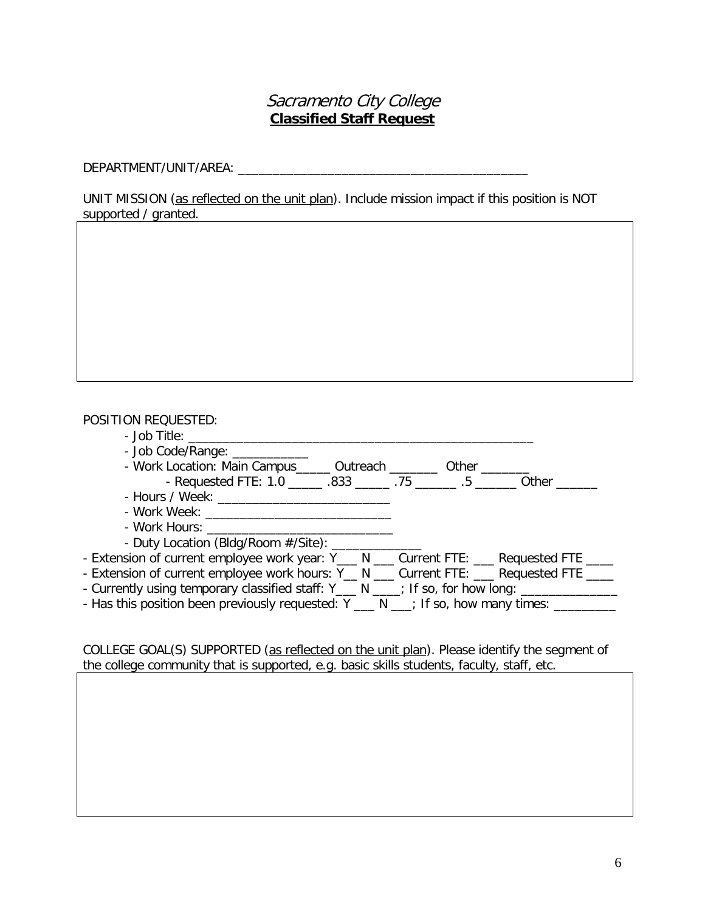# *Sacramento City College*
## **Classified Staff Request**

DEPARTMENT/UNIT/AREA: ___________________________________________

UNIT MISSION (as reflected on the unit plan). Include mission impact if this position is NOT supported / granted.

| |
|---|
| |

POSITION REQUESTED:

- Job Title: ___________________________________________________
- Job Code/Range: ___________
- Work Location: Main Campus_____ Outreach _______ Other _______
  - Requested FTE: 1.0 _____ .833 _____ .75 ______ .5 ______ Other ______
- Hours / Week: _________________________
- Work Week: ___________________________
- Work Hours: ___________________________
- Duty Location (Bldg/Room #/Site): _____________

- Extension of current employee work year: Y___ N ___ Current FTE: ___ Requested FTE ____
- Extension of current employee work hours: Y__ N ___ Current FTE: ___ Requested FTE ____
- Currently using temporary classified staff: Y___ N ____; If so, for how long: ______________
- Has this position been previously requested: Y ___ N ___; If so, how many times: _________

COLLEGE GOAL(S) SUPPORTED (as reflected on the unit plan). Please identify the segment of the college community that is supported, e.g. basic skills students, faculty, staff, etc.

| |
|---|
| |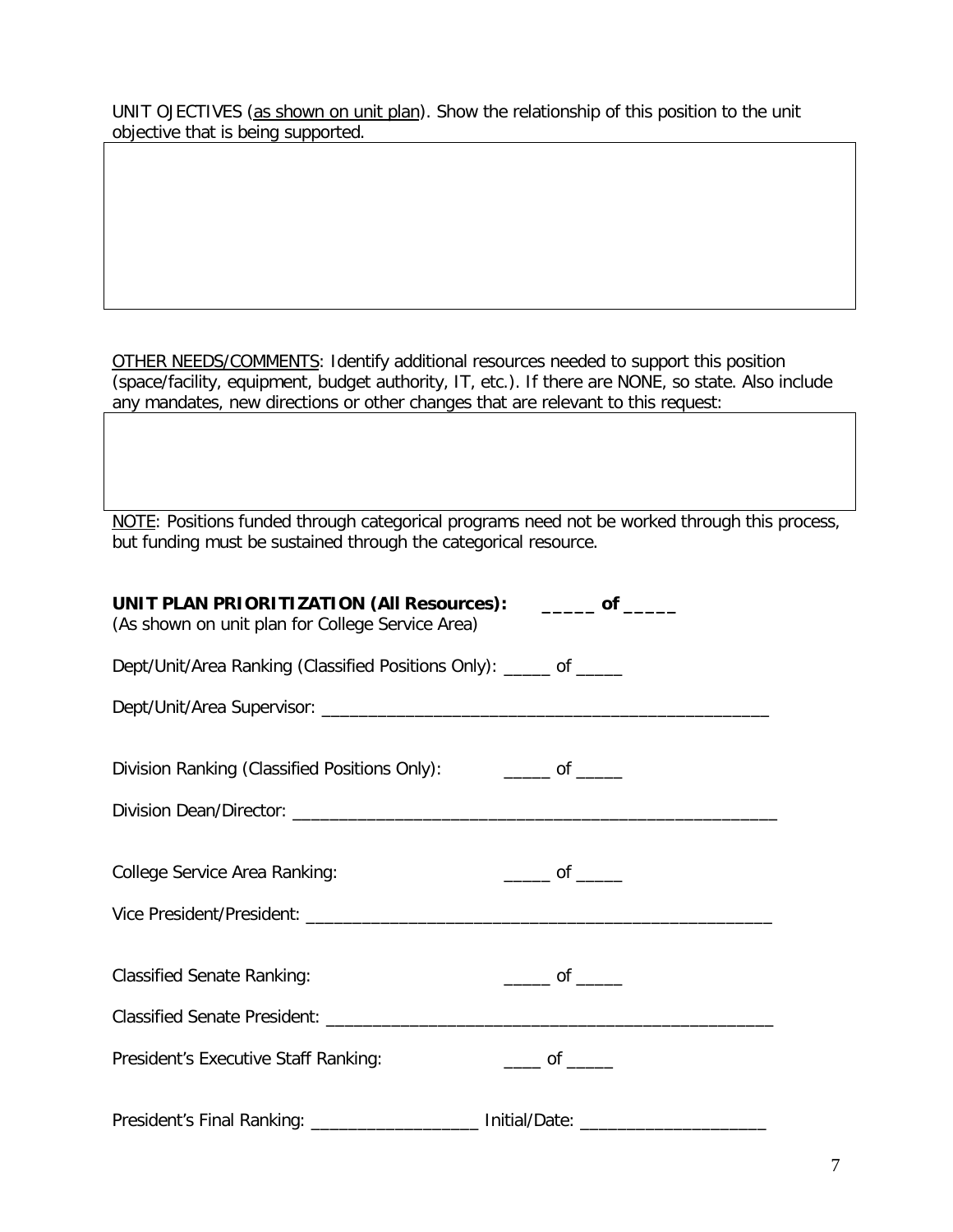UNIT OJECTIVES (<u>as shown on unit plan</u>). Show the relationship of this position to the unit objective that is being supported.

| |
|---|
| |

<u>OTHER NEEDS/COMMENTS</u>: Identify additional resources needed to support this position (space/facility, equipment, budget authority, IT, etc.). If there are NONE, so state. Also include any mandates, new directions or other changes that are relevant to this request:

| |
|---|
| |

<u>NOTE</u>: Positions funded through categorical programs need not be worked through this process, but funding must be sustained through the categorical resource.

**UNIT PLAN PRIORITIZATION (All Resources):** **_____ of _____**
(As shown on unit plan for College Service Area)

Dept/Unit/Area Ranking (Classified Positions Only): _____ of _____

Dept/Unit/Area Supervisor: ________________________________________________

Division Ranking (Classified Positions Only): _____ of _____

Division Dean/Director: ____________________________________________________

College Service Area Ranking: _____ of _____

Vice President/President: __________________________________________________

Classified Senate Ranking: _____ of _____

Classified Senate President: ________________________________________________

President's Executive Staff Ranking: ____ of _____

President's Final Ranking: __________________ Initial/Date: ____________________